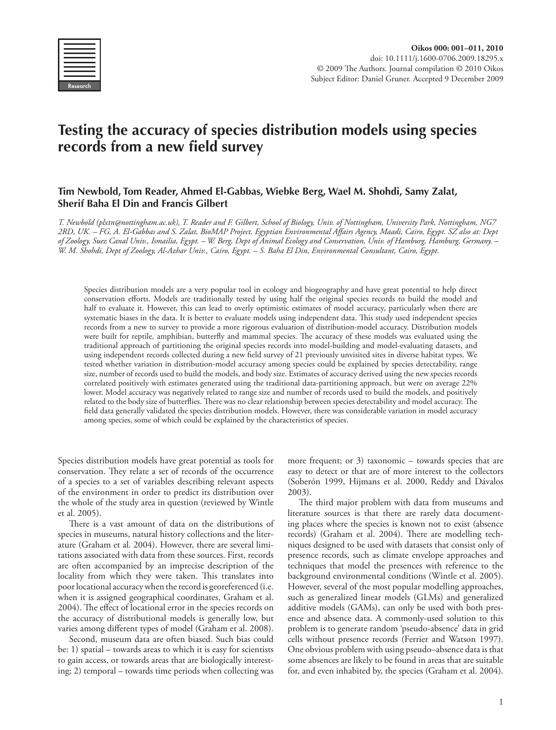# Testing the accuracy of species distribution models using species records from a new field survey

**Tim Newbold, Tom Reader, Ahmed El-Gabbas, Wiebke Berg, Wael M. Shohdi, Samy Zalat, Sherif Baha El Din and Francis Gilbert**

*T. Newbold (plxtn@nottingham.ac.uk), T. Reader and F. Gilbert, School of Biology, Univ. of Nottingham, University Park, Nottingham, NG7 2RD, UK. – FG, A. El-Gabbas and S. Zalat, BioMAP Project, Egyptian Environmental Affairs Agency, Maadi, Cairo, Egypt. SZ also at: Dept of Zoology, Suez Canal Univ., Ismailia, Egypt. – W. Berg, Dept of Animal Ecology and Conservation, Univ. of Hamburg, Hamburg, Germany. – W. M. Shohdi, Dept of Zoology, Al-Azhar Univ., Cairo, Egypt. – S. Baha El Din, Environmental Consultant, Cairo, Egypt.*

Species distribution models are a very popular tool in ecology and biogeography and have great potential to help direct conservation efforts. Models are traditionally tested by using half the original species records to build the model and half to evaluate it. However, this can lead to overly optimistic estimates of model accuracy, particularly when there are systematic biases in the data. It is better to evaluate models using independent data. This study used independent species records from a new to survey to provide a more rigorous evaluation of distribution-model accuracy. Distribution models were built for reptile, amphibian, butterfly and mammal species. The accuracy of these models was evaluated using the traditional approach of partitioning the original species records into model-building and model-evaluating datasets, and using independent records collected during a new field survey of 21 previously unvisited sites in diverse habitat types. We tested whether variation in distribution-model accuracy among species could be explained by species detectability, range size, number of records used to build the models, and body size. Estimates of accuracy derived using the new species records correlated positively with estimates generated using the traditional data-partitioning approach, but were on average 22% lower. Model accuracy was negatively related to range size and number of records used to build the models, and positively related to the body size of butterflies. There was no clear relationship between species detectability and model accuracy. The field data generally validated the species distribution models. However, there was considerable variation in model accuracy among species, some of which could be explained by the characteristics of species.

Species distribution models have great potential as tools for conservation. They relate a set of records of the occurrence of a species to a set of variables describing relevant aspects of the environment in order to predict its distribution over the whole of the study area in question (reviewed by Wintle et al. 2005).

There is a vast amount of data on the distributions of species in museums, natural history collections and the literature (Graham et al. 2004). However, there are several limitations associated with data from these sources. First, records are often accompanied by an imprecise description of the locality from which they were taken. This translates into poor locational accuracy when the record is georeferenced (i.e. when it is assigned geographical coordinates, Graham et al. 2004). The effect of locational error in the species records on the accuracy of distributional models is generally low, but varies among different types of model (Graham et al. 2008).

Second, museum data are often biased. Such bias could be: 1) spatial – towards areas to which it is easy for scientists to gain access, or towards areas that are biologically interesting; 2) temporal – towards time periods when collecting was more frequent; or 3) taxonomic – towards species that are easy to detect or that are of more interest to the collectors (Soberón 1999, Hijmans et al. 2000, Reddy and Dávalos 2003).

The third major problem with data from museums and literature sources is that there are rarely data documenting places where the species is known not to exist (absence records) (Graham et al. 2004). There are modelling techniques designed to be used with datasets that consist only of presence records, such as climate envelope approaches and techniques that model the presences with reference to the background environmental conditions (Wintle et al. 2005). However, several of the most popular modelling approaches, such as generalized linear models (GLMs) and generalized additive models (GAMs), can only be used with both presence and absence data. A commonly-used solution to this problem is to generate random 'pseudo-absence' data in grid cells without presence records (Ferrier and Watson 1997). One obvious problem with using pseudo–absence data is that some absences are likely to be found in areas that are suitable for, and even inhabited by, the species (Graham et al. 2004).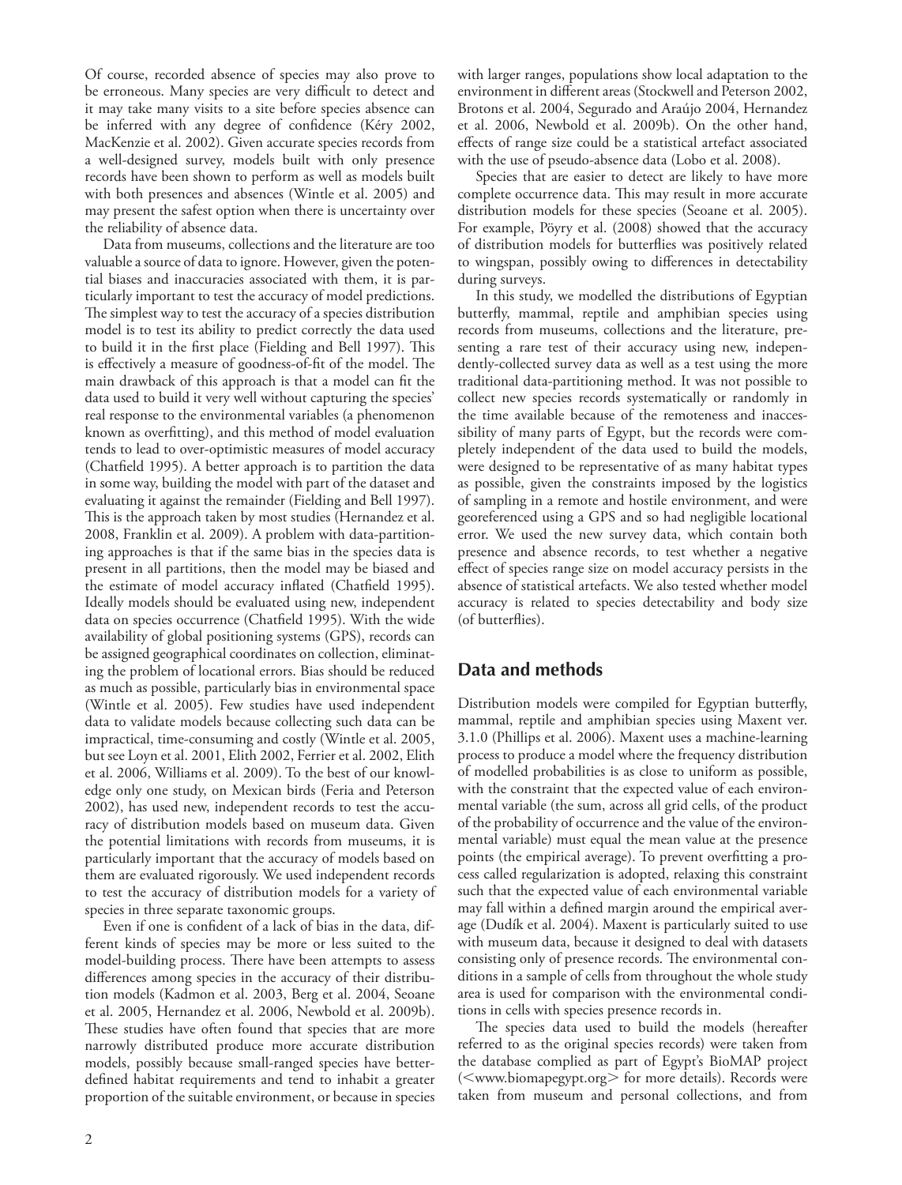Of course, recorded absence of species may also prove to be erroneous. Many species are very difficult to detect and it may take many visits to a site before species absence can be inferred with any degree of confidence (Kéry 2002, MacKenzie et al. 2002). Given accurate species records from a well-designed survey, models built with only presence records have been shown to perform as well as models built with both presences and absences (Wintle et al. 2005) and may present the safest option when there is uncertainty over the reliability of absence data.

Data from museums, collections and the literature are too valuable a source of data to ignore. However, given the potential biases and inaccuracies associated with them, it is particularly important to test the accuracy of model predictions. The simplest way to test the accuracy of a species distribution model is to test its ability to predict correctly the data used to build it in the first place (Fielding and Bell 1997). This is effectively a measure of goodness-of-fit of the model. The main drawback of this approach is that a model can fit the data used to build it very well without capturing the species' real response to the environmental variables (a phenomenon known as overfitting), and this method of model evaluation tends to lead to over-optimistic measures of model accuracy (Chatfield 1995). A better approach is to partition the data in some way, building the model with part of the dataset and evaluating it against the remainder (Fielding and Bell 1997). This is the approach taken by most studies (Hernandez et al. 2008, Franklin et al. 2009). A problem with data-partitioning approaches is that if the same bias in the species data is present in all partitions, then the model may be biased and the estimate of model accuracy inflated (Chatfield 1995). Ideally models should be evaluated using new, independent data on species occurrence (Chatfield 1995). With the wide availability of global positioning systems (GPS), records can be assigned geographical coordinates on collection, eliminating the problem of locational errors. Bias should be reduced as much as possible, particularly bias in environmental space (Wintle et al. 2005). Few studies have used independent data to validate models because collecting such data can be impractical, time-consuming and costly (Wintle et al. 2005, but see Loyn et al. 2001, Elith 2002, Ferrier et al. 2002, Elith et al. 2006, Williams et al. 2009). To the best of our knowledge only one study, on Mexican birds (Feria and Peterson 2002), has used new, independent records to test the accuracy of distribution models based on museum data. Given the potential limitations with records from museums, it is particularly important that the accuracy of models based on them are evaluated rigorously. We used independent records to test the accuracy of distribution models for a variety of species in three separate taxonomic groups.

Even if one is confident of a lack of bias in the data, different kinds of species may be more or less suited to the model-building process. There have been attempts to assess differences among species in the accuracy of their distribution models (Kadmon et al. 2003, Berg et al. 2004, Seoane et al. 2005, Hernandez et al. 2006, Newbold et al. 2009b). These studies have often found that species that are more narrowly distributed produce more accurate distribution models, possibly because small-ranged species have better-defined habitat requirements and tend to inhabit a greater proportion of the suitable environment, or because in species with larger ranges, populations show local adaptation to the environment in different areas (Stockwell and Peterson 2002, Brotons et al. 2004, Segurado and Araújo 2004, Hernandez et al. 2006, Newbold et al. 2009b). On the other hand, effects of range size could be a statistical artefact associated with the use of pseudo-absence data (Lobo et al. 2008).

Species that are easier to detect are likely to have more complete occurrence data. This may result in more accurate distribution models for these species (Seoane et al. 2005). For example, Pöyry et al. (2008) showed that the accuracy of distribution models for butterflies was positively related to wingspan, possibly owing to differences in detectability during surveys.

In this study, we modelled the distributions of Egyptian butterfly, mammal, reptile and amphibian species using records from museums, collections and the literature, presenting a rare test of their accuracy using new, independently-collected survey data as well as a test using the more traditional data-partitioning method. It was not possible to collect new species records systematically or randomly in the time available because of the remoteness and inaccessibility of many parts of Egypt, but the records were completely independent of the data used to build the models, were designed to be representative of as many habitat types as possible, given the constraints imposed by the logistics of sampling in a remote and hostile environment, and were georeferenced using a GPS and so had negligible locational error. We used the new survey data, which contain both presence and absence records, to test whether a negative effect of species range size on model accuracy persists in the absence of statistical artefacts. We also tested whether model accuracy is related to species detectability and body size (of butterflies).

## Data and methods

Distribution models were compiled for Egyptian butterfly, mammal, reptile and amphibian species using Maxent ver. 3.1.0 (Phillips et al. 2006). Maxent uses a machine-learning process to produce a model where the frequency distribution of modelled probabilities is as close to uniform as possible, with the constraint that the expected value of each environmental variable (the sum, across all grid cells, of the product of the probability of occurrence and the value of the environmental variable) must equal the mean value at the presence points (the empirical average). To prevent overfitting a process called regularization is adopted, relaxing this constraint such that the expected value of each environmental variable may fall within a defined margin around the empirical average (Dudík et al. 2004). Maxent is particularly suited to use with museum data, because it designed to deal with datasets consisting only of presence records. The environmental conditions in a sample of cells from throughout the whole study area is used for comparison with the environmental conditions in cells with species presence records in.

The species data used to build the models (hereafter referred to as the original species records) were taken from the database complied as part of Egypt's BioMAP project (<www.biomapegypt.org> for more details). Records were taken from museum and personal collections, and from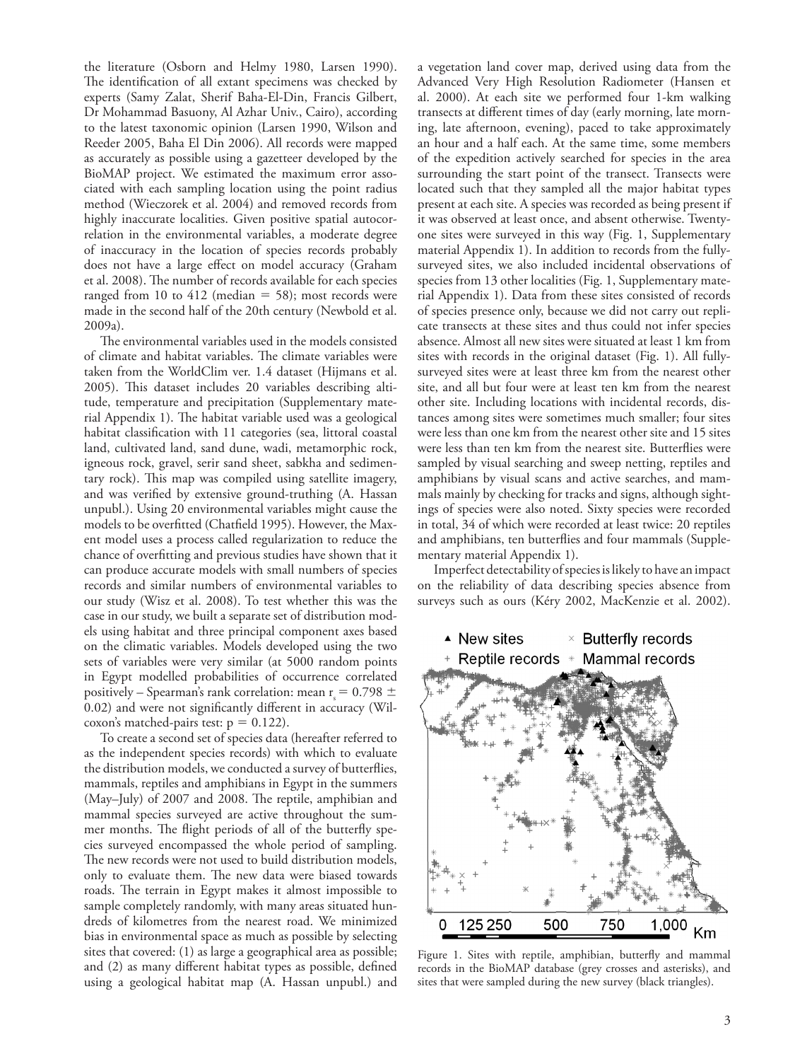the literature (Osborn and Helmy 1980, Larsen 1990). The identification of all extant specimens was checked by experts (Samy Zalat, Sherif Baha-El-Din, Francis Gilbert, Dr Mohammad Basuony, Al Azhar Univ., Cairo), according to the latest taxonomic opinion (Larsen 1990, Wilson and Reeder 2005, Baha El Din 2006). All records were mapped as accurately as possible using a gazetteer developed by the BioMAP project. We estimated the maximum error associated with each sampling location using the point radius method (Wieczorek et al. 2004) and removed records from highly inaccurate localities. Given positive spatial autocorrelation in the environmental variables, a moderate degree of inaccuracy in the location of species records probably does not have a large effect on model accuracy (Graham et al. 2008). The number of records available for each species ranged from 10 to 412 (median = 58); most records were made in the second half of the 20th century (Newbold et al. 2009a).

The environmental variables used in the models consisted of climate and habitat variables. The climate variables were taken from the WorldClim ver. 1.4 dataset (Hijmans et al. 2005). This dataset includes 20 variables describing altitude, temperature and precipitation (Supplementary material Appendix 1). The habitat variable used was a geological habitat classification with 11 categories (sea, littoral coastal land, cultivated land, sand dune, wadi, metamorphic rock, igneous rock, gravel, serir sand sheet, sabkha and sedimentary rock). This map was compiled using satellite imagery, and was verified by extensive ground-truthing (A. Hassan unpubl.). Using 20 environmental variables might cause the models to be overfitted (Chatfield 1995). However, the Maxent model uses a process called regularization to reduce the chance of overfitting and previous studies have shown that it can produce accurate models with small numbers of species records and similar numbers of environmental variables to our study (Wisz et al. 2008). To test whether this was the case in our study, we built a separate set of distribution models using habitat and three principal component axes based on the climatic variables. Models developed using the two sets of variables were very similar (at 5000 random points in Egypt modelled probabilities of occurrence correlated positively – Spearman's rank correlation: mean $r_s = 0.798 \pm 0.02$) and were not significantly different in accuracy (Wilcoxon's matched-pairs test: $p = 0.122$).

To create a second set of species data (hereafter referred to as the independent species records) with which to evaluate the distribution models, we conducted a survey of butterflies, mammals, reptiles and amphibians in Egypt in the summers (May–July) of 2007 and 2008. The reptile, amphibian and mammal species surveyed are active throughout the summer months. The flight periods of all of the butterfly species surveyed encompassed the whole period of sampling. The new records were not used to build distribution models, only to evaluate them. The new data were biased towards roads. The terrain in Egypt makes it almost impossible to sample completely randomly, with many areas situated hundreds of kilometres from the nearest road. We minimized bias in environmental space as much as possible by selecting sites that covered: (1) as large a geographical area as possible; and (2) as many different habitat types as possible, defined using a geological habitat map (A. Hassan unpubl.) and a vegetation land cover map, derived using data from the Advanced Very High Resolution Radiometer (Hansen et al. 2000). At each site we performed four 1-km walking transects at different times of day (early morning, late morning, late afternoon, evening), paced to take approximately an hour and a half each. At the same time, some members of the expedition actively searched for species in the area surrounding the start point of the transect. Transects were located such that they sampled all the major habitat types present at each site. A species was recorded as being present if it was observed at least once, and absent otherwise. Twenty-one sites were surveyed in this way (Fig. 1, Supplementary material Appendix 1). In addition to records from the fully-surveyed sites, we also included incidental observations of species from 13 other localities (Fig. 1, Supplementary material Appendix 1). Data from these sites consisted of records of species presence only, because we did not carry out replicate transects at these sites and thus could not infer species absence. Almost all new sites were situated at least 1 km from sites with records in the original dataset (Fig. 1). All fully-surveyed sites were at least three km from the nearest other site, and all but four were at least ten km from the nearest other site. Including locations with incidental records, distances among sites were sometimes much smaller; four sites were less than one km from the nearest other site and 15 sites were less than ten km from the nearest site. Butterflies were sampled by visual searching and sweep netting, reptiles and amphibians by visual scans and active searches, and mammals mainly by checking for tracks and signs, although sightings of species were also noted. Sixty species were recorded in total, 34 of which were recorded at least twice: 20 reptiles and amphibians, ten butterflies and four mammals (Supplementary material Appendix 1).

Imperfect detectability of species is likely to have an impact on the reliability of data describing species absence from surveys such as ours (Kéry 2002, MacKenzie et al. 2002).

Figure 1. Sites with reptile, amphibian, butterfly and mammal records in the BioMAP database (grey crosses and asterisks), and sites that were sampled during the new survey (black triangles).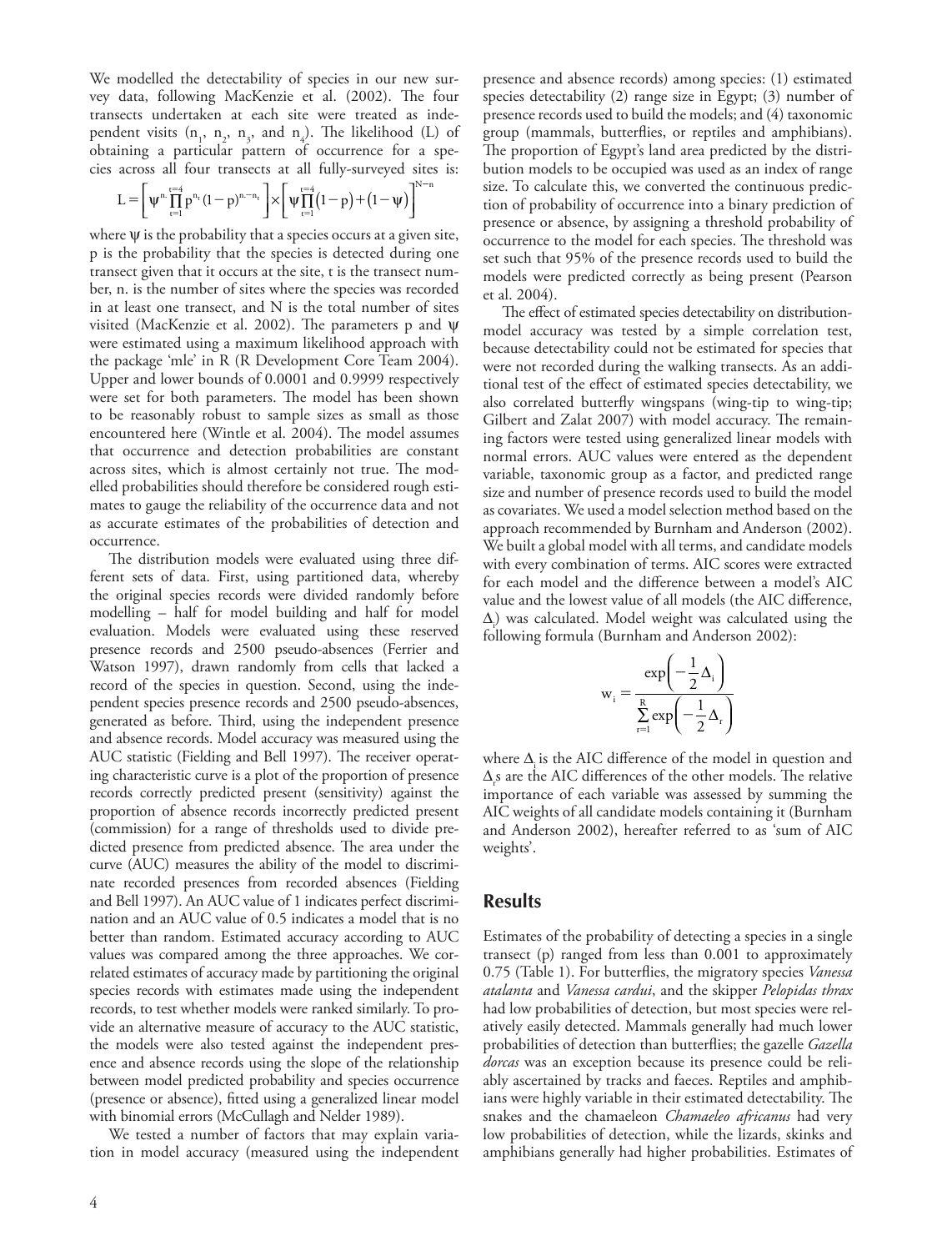We modelled the detectability of species in our new survey data, following MacKenzie et al. (2002). The four transects undertaken at each site were treated as independent visits ($n_1$, $n_2$, $n_3$, and $n_4$). The likelihood (L) of obtaining a particular pattern of occurrence for a species across all four transects at all fully-surveyed sites is:

$$L = \left[ \psi^{n.} \prod_{t=1}^{t=4} p^{n_t} (1-p)^{n.-n_t} \right] \times \left[ \psi \prod_{t=1}^{t=4} (1-p) + (1-\psi) \right]^{N-n}$$

where ψ is the probability that a species occurs at a given site, p is the probability that the species is detected during one transect given that it occurs at the site, t is the transect number, n. is the number of sites where the species was recorded in at least one transect, and N is the total number of sites visited (MacKenzie et al. 2002). The parameters p and ψ were estimated using a maximum likelihood approach with the package 'mle' in R (R Development Core Team 2004). Upper and lower bounds of 0.0001 and 0.9999 respectively were set for both parameters. The model has been shown to be reasonably robust to sample sizes as small as those encountered here (Wintle et al. 2004). The model assumes that occurrence and detection probabilities are constant across sites, which is almost certainly not true. The modelled probabilities should therefore be considered rough estimates to gauge the reliability of the occurrence data and not as accurate estimates of the probabilities of detection and occurrence.

The distribution models were evaluated using three different sets of data. First, using partitioned data, whereby the original species records were divided randomly before modelling – half for model building and half for model evaluation. Models were evaluated using these reserved presence records and 2500 pseudo-absences (Ferrier and Watson 1997), drawn randomly from cells that lacked a record of the species in question. Second, using the independent species presence records and 2500 pseudo-absences, generated as before. Third, using the independent presence and absence records. Model accuracy was measured using the AUC statistic (Fielding and Bell 1997). The receiver operating characteristic curve is a plot of the proportion of presence records correctly predicted present (sensitivity) against the proportion of absence records incorrectly predicted present (commission) for a range of thresholds used to divide predicted presence from predicted absence. The area under the curve (AUC) measures the ability of the model to discriminate recorded presences from recorded absences (Fielding and Bell 1997). An AUC value of 1 indicates perfect discrimination and an AUC value of 0.5 indicates a model that is no better than random. Estimated accuracy according to AUC values was compared among the three approaches. We correlated estimates of accuracy made by partitioning the original species records with estimates made using the independent records, to test whether models were ranked similarly. To provide an alternative measure of accuracy to the AUC statistic, the models were also tested against the independent presence and absence records using the slope of the relationship between model predicted probability and species occurrence (presence or absence), fitted using a generalized linear model with binomial errors (McCullagh and Nelder 1989).

We tested a number of factors that may explain variation in model accuracy (measured using the independent presence and absence records) among species: (1) estimated species detectability (2) range size in Egypt; (3) number of presence records used to build the models; and (4) taxonomic group (mammals, butterflies, or reptiles and amphibians). The proportion of Egypt's land area predicted by the distribution models to be occupied was used as an index of range size. To calculate this, we converted the continuous prediction of probability of occurrence into a binary prediction of presence or absence, by assigning a threshold probability of occurrence to the model for each species. The threshold was set such that 95% of the presence records used to build the models were predicted correctly as being present (Pearson et al. 2004).

The effect of estimated species detectability on distribution-model accuracy was tested by a simple correlation test, because detectability could not be estimated for species that were not recorded during the walking transects. As an additional test of the effect of estimated species detectability, we also correlated butterfly wingspans (wing-tip to wing-tip; Gilbert and Zalat 2007) with model accuracy. The remaining factors were tested using generalized linear models with normal errors. AUC values were entered as the dependent variable, taxonomic group as a factor, and predicted range size and number of presence records used to build the model as covariates. We used a model selection method based on the approach recommended by Burnham and Anderson (2002). We built a global model with all terms, and candidate models with every combination of terms. AIC scores were extracted for each model and the difference between a model's AIC value and the lowest value of all models (the AIC difference, $\Delta_i$) was calculated. Model weight was calculated using the following formula (Burnham and Anderson 2002):

$$w_i = \frac{\exp\left(-\frac{1}{2}\Delta_i\right)}{\sum_{r=1}^{R} \exp\left(-\frac{1}{2}\Delta_r\right)}$$

where $\Delta_i$ is the AIC difference of the model in question and $\Delta_r$s are the AIC differences of the other models. The relative importance of each variable was assessed by summing the AIC weights of all candidate models containing it (Burnham and Anderson 2002), hereafter referred to as 'sum of AIC weights'.

## Results

Estimates of the probability of detecting a species in a single transect (p) ranged from less than 0.001 to approximately 0.75 (Table 1). For butterflies, the migratory species *Vanessa atalanta* and *Vanessa cardui*, and the skipper *Pelopidas thrax* had low probabilities of detection, but most species were relatively easily detected. Mammals generally had much lower probabilities of detection than butterflies; the gazelle *Gazella dorcas* was an exception because its presence could be reliably ascertained by tracks and faeces. Reptiles and amphibians were highly variable in their estimated detectability. The snakes and the chamaeleon *Chamaeleo africanus* had very low probabilities of detection, while the lizards, skinks and amphibians generally had higher probabilities. Estimates of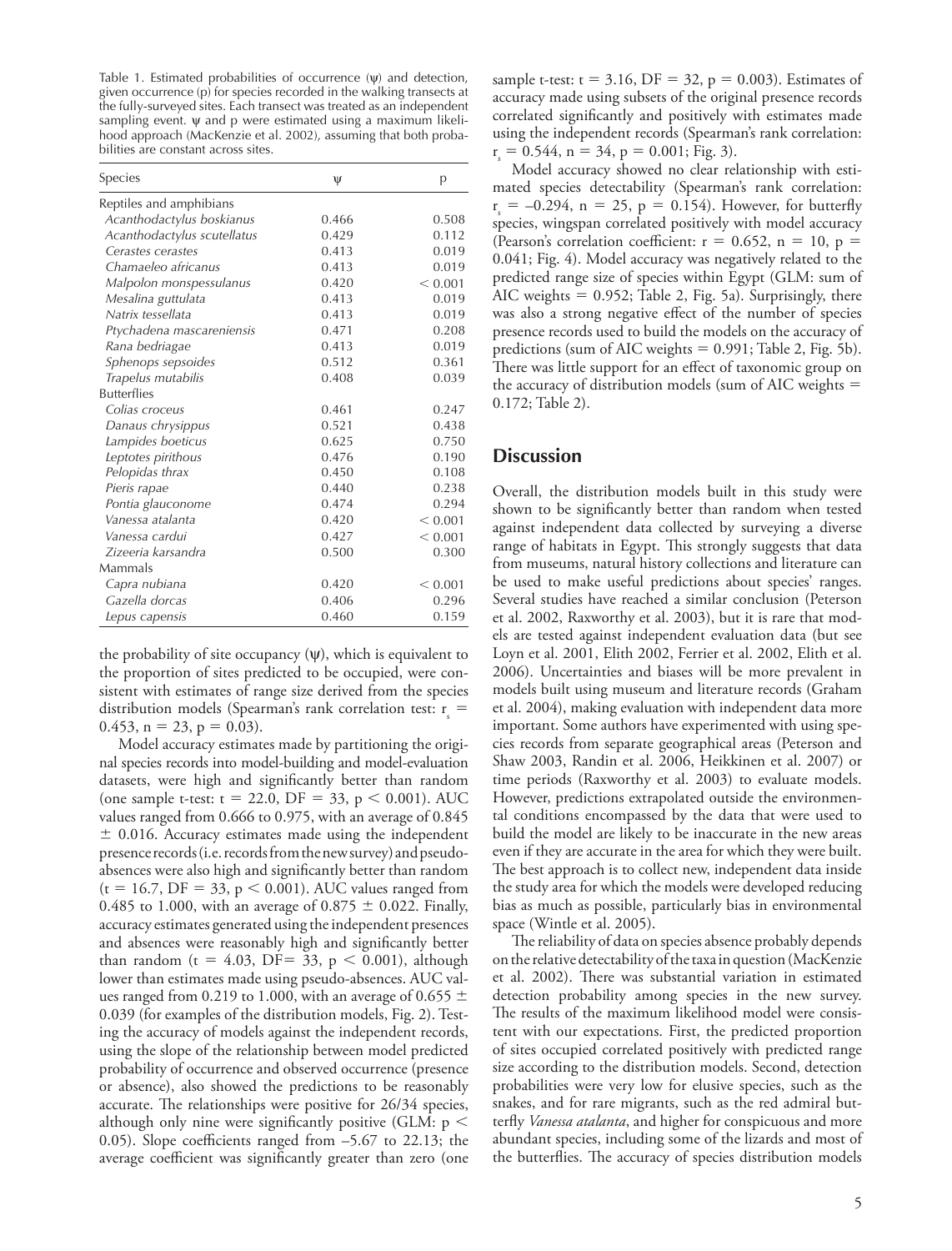Table 1. Estimated probabilities of occurrence (ψ) and detection, given occurrence (p) for species recorded in the walking transects at the fully-surveyed sites. Each transect was treated as an independent sampling event. ψ and p were estimated using a maximum likelihood approach (MacKenzie et al. 2002), assuming that both probabilities are constant across sites.

| Species | ψ | p |
|---|---|---|
| Reptiles and amphibians | | |
| *Acanthodactylus boskianus* | 0.466 | 0.508 |
| *Acanthodactylus scutellatus* | 0.429 | 0.112 |
| *Cerastes cerastes* | 0.413 | 0.019 |
| *Chamaeleo africanus* | 0.413 | 0.019 |
| *Malpolon monspessulanus* | 0.420 | < 0.001 |
| *Mesalina guttulata* | 0.413 | 0.019 |
| *Natrix tessellata* | 0.413 | 0.019 |
| *Ptychadena mascareniensis* | 0.471 | 0.208 |
| *Rana bedriagae* | 0.413 | 0.019 |
| *Sphenops sepsoides* | 0.512 | 0.361 |
| *Trapelus mutabilis* | 0.408 | 0.039 |
| Butterflies | | |
| *Colias croceus* | 0.461 | 0.247 |
| *Danaus chrysippus* | 0.521 | 0.438 |
| *Lampides boeticus* | 0.625 | 0.750 |
| *Leptotes pirithous* | 0.476 | 0.190 |
| *Pelopidas thrax* | 0.450 | 0.108 |
| *Pieris rapae* | 0.440 | 0.238 |
| *Pontia glauconome* | 0.474 | 0.294 |
| *Vanessa atalanta* | 0.420 | < 0.001 |
| *Vanessa cardui* | 0.427 | < 0.001 |
| *Zizeeria karsandra* | 0.500 | 0.300 |
| Mammals | | |
| *Capra nubiana* | 0.420 | < 0.001 |
| *Gazella dorcas* | 0.406 | 0.296 |
| *Lepus capensis* | 0.460 | 0.159 |

the probability of site occupancy (ψ), which is equivalent to the proportion of sites predicted to be occupied, were consistent with estimates of range size derived from the species distribution models (Spearman's rank correlation test: $r_s$ = 0.453, n = 23, p = 0.03).

Model accuracy estimates made by partitioning the original species records into model-building and model-evaluation datasets, were high and significantly better than random (one sample t-test: t = 22.0, DF = 33, $p < 0.001$). AUC values ranged from 0.666 to 0.975, with an average of 0.845 ± 0.016. Accuracy estimates made using the independent presence records (i.e. records from the new survey) and pseudo-absences were also high and significantly better than random (t = 16.7, DF = 33, $p < 0.001$). AUC values ranged from 0.485 to 1.000, with an average of 0.875 ± 0.022. Finally, accuracy estimates generated using the independent presences and absences were reasonably high and significantly better than random (t = 4.03, DF= 33, $p < 0.001$), although lower than estimates made using pseudo-absences. AUC values ranged from 0.219 to 1.000, with an average of 0.655 ± 0.039 (for examples of the distribution models, Fig. 2). Testing the accuracy of models against the independent records, using the slope of the relationship between model predicted probability of occurrence and observed occurrence (presence or absence), also showed the predictions to be reasonably accurate. The relationships were positive for 26/34 species, although only nine were significantly positive (GLM: $p < 0.05$). Slope coefficients ranged from –5.67 to 22.13; the average coefficient was significantly greater than zero (one sample t-test: t = 3.16, DF = 32, p = 0.003). Estimates of accuracy made using subsets of the original presence records correlated significantly and positively with estimates made using the independent records (Spearman's rank correlation: $r_s$ = 0.544, n = 34, p = 0.001; Fig. 3).

Model accuracy showed no clear relationship with estimated species detectability (Spearman's rank correlation: $r_s$ = –0.294, n = 25, p = 0.154). However, for butterfly species, wingspan correlated positively with model accuracy (Pearson's correlation coefficient: r = 0.652, n = 10, p = 0.041; Fig. 4). Model accuracy was negatively related to the predicted range size of species within Egypt (GLM: sum of AIC weights = 0.952; Table 2, Fig. 5a). Surprisingly, there was also a strong negative effect of the number of species presence records used to build the models on the accuracy of predictions (sum of AIC weights = 0.991; Table 2, Fig. 5b). There was little support for an effect of taxonomic group on the accuracy of distribution models (sum of AIC weights = 0.172; Table 2).

## Discussion

Overall, the distribution models built in this study were shown to be significantly better than random when tested against independent data collected by surveying a diverse range of habitats in Egypt. This strongly suggests that data from museums, natural history collections and literature can be used to make useful predictions about species' ranges. Several studies have reached a similar conclusion (Peterson et al. 2002, Raxworthy et al. 2003), but it is rare that models are tested against independent evaluation data (but see Loyn et al. 2001, Elith 2002, Ferrier et al. 2002, Elith et al. 2006). Uncertainties and biases will be more prevalent in models built using museum and literature records (Graham et al. 2004), making evaluation with independent data more important. Some authors have experimented with using species records from separate geographical areas (Peterson and Shaw 2003, Randin et al. 2006, Heikkinen et al. 2007) or time periods (Raxworthy et al. 2003) to evaluate models. However, predictions extrapolated outside the environmental conditions encompassed by the data that were used to build the model are likely to be inaccurate in the new areas even if they are accurate in the area for which they were built. The best approach is to collect new, independent data inside the study area for which the models were developed reducing bias as much as possible, particularly bias in environmental space (Wintle et al. 2005).

The reliability of data on species absence probably depends on the relative detectability of the taxa in question (MacKenzie et al. 2002). There was substantial variation in estimated detection probability among species in the new survey. The results of the maximum likelihood model were consistent with our expectations. First, the predicted proportion of sites occupied correlated positively with predicted range size according to the distribution models. Second, detection probabilities were very low for elusive species, such as the snakes, and for rare migrants, such as the red admiral butterfly *Vanessa atalanta*, and higher for conspicuous and more abundant species, including some of the lizards and most of the butterflies. The accuracy of species distribution models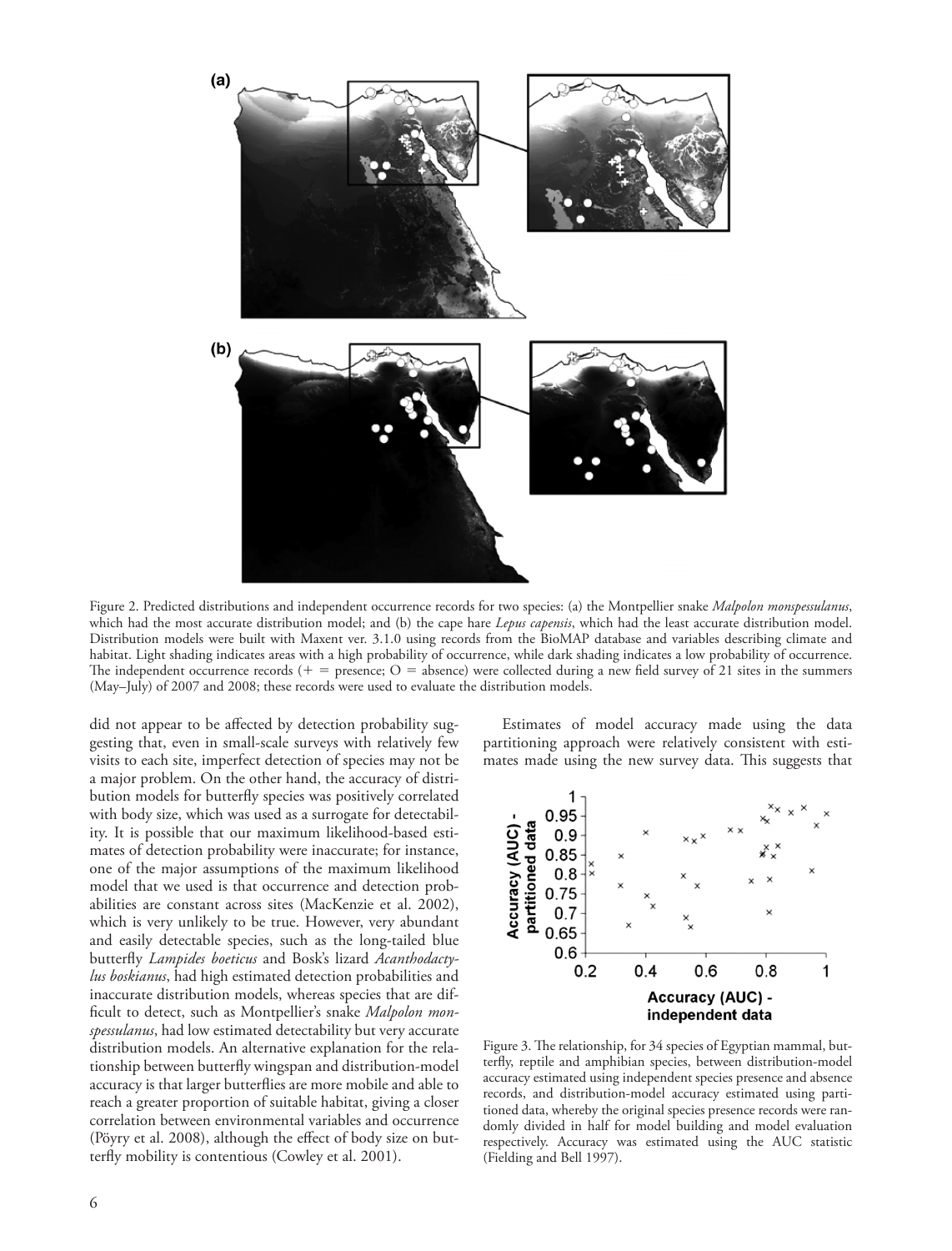Figure 2. Predicted distributions and independent occurrence records for two species: (a) the Montpellier snake *Malpolon monspessulanus*, which had the most accurate distribution model; and (b) the cape hare *Lepus capensis*, which had the least accurate distribution model. Distribution models were built with Maxent ver. 3.1.0 using records from the BioMAP database and variables describing climate and habitat. Light shading indicates areas with a high probability of occurrence, while dark shading indicates a low probability of occurrence. The independent occurrence records (+ = presence; O = absence) were collected during a new field survey of 21 sites in the summers (May–July) of 2007 and 2008; these records were used to evaluate the distribution models.

did not appear to be affected by detection probability suggesting that, even in small-scale surveys with relatively few visits to each site, imperfect detection of species may not be a major problem. On the other hand, the accuracy of distribution models for butterfly species was positively correlated with body size, which was used as a surrogate for detectability. It is possible that our maximum likelihood-based estimates of detection probability were inaccurate; for instance, one of the major assumptions of the maximum likelihood model that we used is that occurrence and detection probabilities are constant across sites (MacKenzie et al. 2002), which is very unlikely to be true. However, very abundant and easily detectable species, such as the long-tailed blue butterfly *Lampides boeticus* and Bosk's lizard *Acanthodactylus boskianus*, had high estimated detection probabilities and inaccurate distribution models, whereas species that are difficult to detect, such as Montpellier's snake *Malpolon monspessulanus*, had low estimated detectability but very accurate distribution models. An alternative explanation for the relationship between butterfly wingspan and distribution-model accuracy is that larger butterflies are more mobile and able to reach a greater proportion of suitable habitat, giving a closer correlation between environmental variables and occurrence (Pöyry et al. 2008), although the effect of body size on butterfly mobility is contentious (Cowley et al. 2001).

Estimates of model accuracy made using the data partitioning approach were relatively consistent with estimates made using the new survey data. This suggests that

Figure 3. The relationship, for 34 species of Egyptian mammal, butterfly, reptile and amphibian species, between distribution-model accuracy estimated using independent species presence and absence records, and distribution-model accuracy estimated using partitioned data, whereby the original species presence records were randomly divided in half for model building and model evaluation respectively. Accuracy was estimated using the AUC statistic (Fielding and Bell 1997).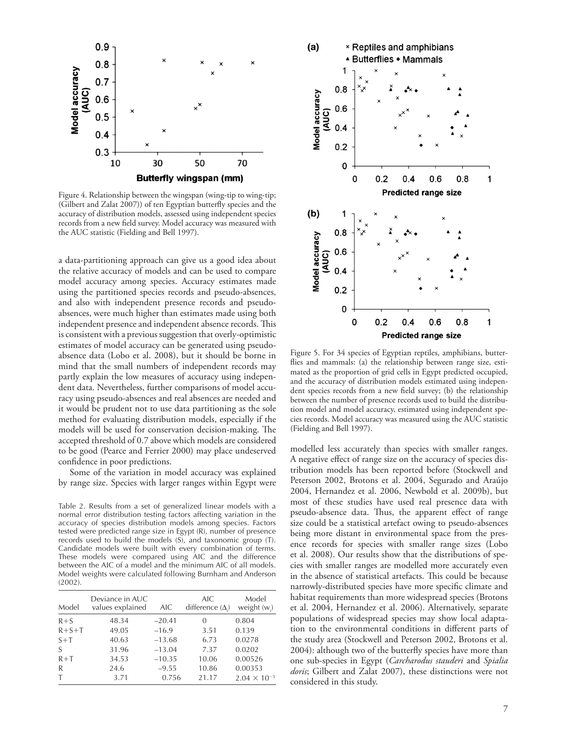Figure 4. Relationship between the wingspan (wing-tip to wing-tip; (Gilbert and Zalat 2007)) of ten Egyptian butterfly species and the accuracy of distribution models, assessed using independent species records from a new field survey. Model accuracy was measured with the AUC statistic (Fielding and Bell 1997).

a data-partitioning approach can give us a good idea about the relative accuracy of models and can be used to compare model accuracy among species. Accuracy estimates made using the partitioned species records and pseudo-absences, and also with independent presence records and pseudo-absences, were much higher than estimates made using both independent presence and independent absence records. This is consistent with a previous suggestion that overly-optimistic estimates of model accuracy can be generated using pseudo-absence data (Lobo et al. 2008), but it should be borne in mind that the small numbers of independent records may partly explain the low measures of accuracy using independent data. Nevertheless, further comparisons of model accuracy using pseudo-absences and real absences are needed and it would be prudent not to use data partitioning as the sole method for evaluating distribution models, especially if the models will be used for conservation decision-making. The accepted threshold of 0.7 above which models are considered to be good (Pearce and Ferrier 2000) may place undeserved confidence in poor predictions.

Some of the variation in model accuracy was explained by range size. Species with larger ranges within Egypt were modelled less accurately than species with smaller ranges. A negative effect of range size on the accuracy of species distribution models has been reported before (Stockwell and Peterson 2002, Brotons et al. 2004, Segurado and Araújo 2004, Hernandez et al. 2006, Newbold et al. 2009b), but most of these studies have used real presence data with pseudo-absence data. Thus, the apparent effect of range size could be a statistical artefact owing to pseudo-absences being more distant in environmental space from the presence records for species with smaller range sizes (Lobo et al. 2008). Our results show that the distributions of species with smaller ranges are modelled more accurately even in the absence of statistical artefacts. This could be because narrowly-distributed species have more specific climate and habitat requirements than more widespread species (Brotons et al. 2004, Hernandez et al. 2006). Alternatively, separate populations of widespread species may show local adaptation to the environmental conditions in different parts of the study area (Stockwell and Peterson 2002, Brotons et al. 2004): although two of the butterfly species have more than one sub-species in Egypt (*Carcharodus stauderi* and *Spialia doris*; Gilbert and Zalat 2007), these distinctions were not considered in this study.

Table 2. Results from a set of generalized linear models with a normal error distribution testing factors affecting variation in the accuracy of species distribution models among species. Factors tested were predicted range size in Egypt (R), number of presence records used to build the models (S), and taxonomic group (T). Candidate models were built with every combination of terms. These models were compared using AIC and the difference between the AIC of a model and the minimum AIC of all models. Model weights were calculated following Burnham and Anderson (2002).

| Model | Deviance in AUC values explained | AIC | AIC difference ($\Delta_i$) | Model weight ($w_i$) |
|---|---|---|---|---|
| R+S | 48.34 | −20.41 | 0 | 0.804 |
| R+S+T | 49.05 | −16.9 | 3.51 | 0.139 |
| S+T | 40.63 | −13.68 | 6.73 | 0.0278 |
| S | 31.96 | −13.04 | 7.37 | 0.0202 |
| R+T | 34.53 | −10.35 | 10.06 | 0.00526 |
| R | 24.6 | −9.55 | 10.86 | 0.00353 |
| T | 3.71 | 0.756 | 21.17 | $2.04 \times 10^{-5}$ |

Figure 5. For 34 species of Egyptian reptiles, amphibians, butterflies and mammals: (a) the relationship between range size, estimated as the proportion of grid cells in Egypt predicted occupied, and the accuracy of distribution models estimated using independent species records from a new field survey; (b) the relationship between the number of presence records used to build the distribution model and model accuracy, estimated using independent species records. Model accuracy was measured using the AUC statistic (Fielding and Bell 1997).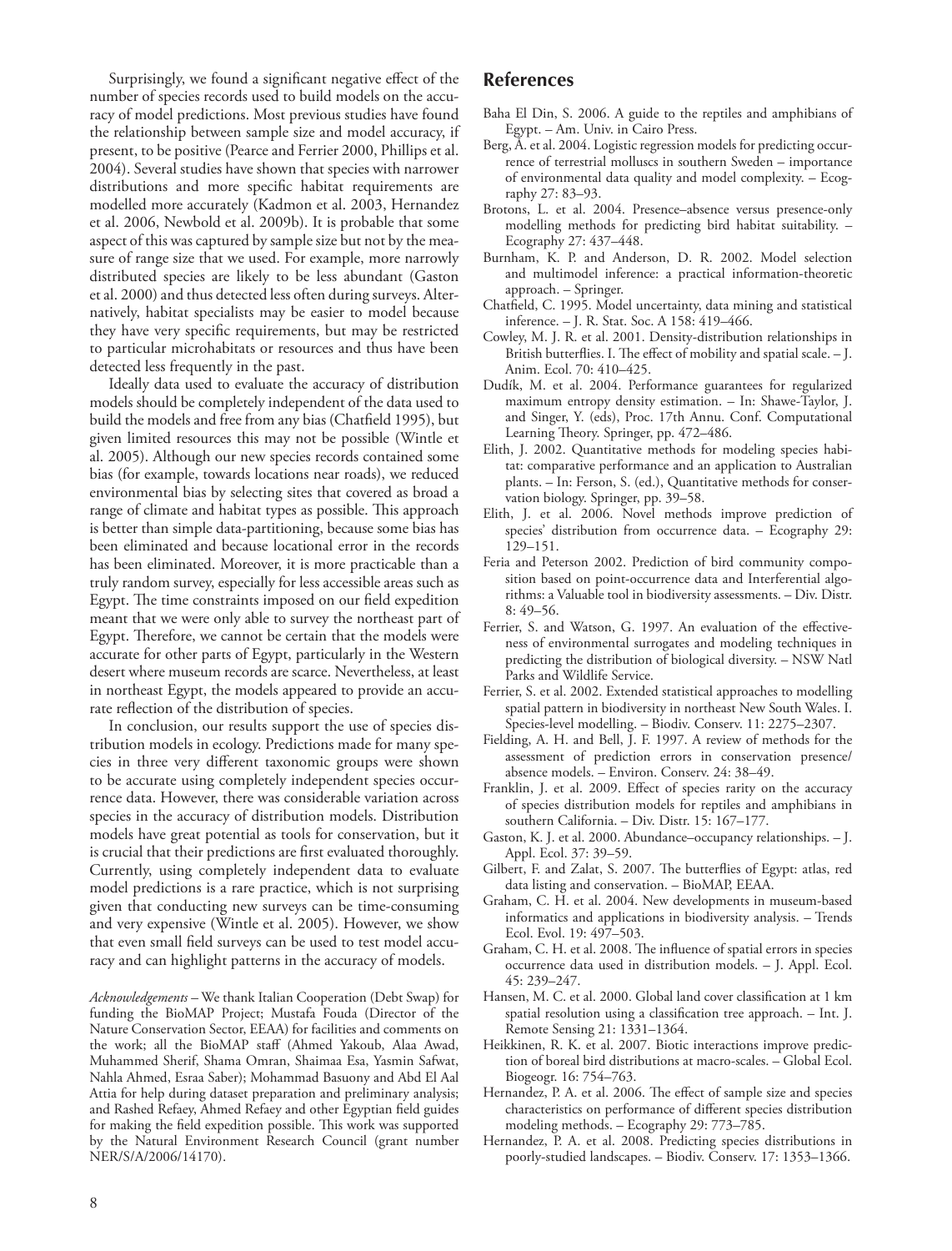Surprisingly, we found a significant negative effect of the number of species records used to build models on the accuracy of model predictions. Most previous studies have found the relationship between sample size and model accuracy, if present, to be positive (Pearce and Ferrier 2000, Phillips et al. 2004). Several studies have shown that species with narrower distributions and more specific habitat requirements are modelled more accurately (Kadmon et al. 2003, Hernandez et al. 2006, Newbold et al. 2009b). It is probable that some aspect of this was captured by sample size but not by the measure of range size that we used. For example, more narrowly distributed species are likely to be less abundant (Gaston et al. 2000) and thus detected less often during surveys. Alternatively, habitat specialists may be easier to model because they have very specific requirements, but may be restricted to particular microhabitats or resources and thus have been detected less frequently in the past.

Ideally data used to evaluate the accuracy of distribution models should be completely independent of the data used to build the models and free from any bias (Chatfield 1995), but given limited resources this may not be possible (Wintle et al. 2005). Although our new species records contained some bias (for example, towards locations near roads), we reduced environmental bias by selecting sites that covered as broad a range of climate and habitat types as possible. This approach is better than simple data-partitioning, because some bias has been eliminated and because locational error in the records has been eliminated. Moreover, it is more practicable than a truly random survey, especially for less accessible areas such as Egypt. The time constraints imposed on our field expedition meant that we were only able to survey the northeast part of Egypt. Therefore, we cannot be certain that the models were accurate for other parts of Egypt, particularly in the Western desert where museum records are scarce. Nevertheless, at least in northeast Egypt, the models appeared to provide an accurate reflection of the distribution of species.

In conclusion, our results support the use of species distribution models in ecology. Predictions made for many species in three very different taxonomic groups were shown to be accurate using completely independent species occurrence data. However, there was considerable variation across species in the accuracy of distribution models. Distribution models have great potential as tools for conservation, but it is crucial that their predictions are first evaluated thoroughly. Currently, using completely independent data to evaluate model predictions is a rare practice, which is not surprising given that conducting new surveys can be time-consuming and very expensive (Wintle et al. 2005). However, we show that even small field surveys can be used to test model accuracy and can highlight patterns in the accuracy of models.

*Acknowledgements* – We thank Italian Cooperation (Debt Swap) for funding the BioMAP Project; Mustafa Fouda (Director of the Nature Conservation Sector, EEAA) for facilities and comments on the work; all the BioMAP staff (Ahmed Yakoub, Alaa Awad, Muhammed Sherif, Shama Omran, Shaimaa Esa, Yasmin Safwat, Nahla Ahmed, Esraa Saber); Mohammad Basuony and Abd El Aal Attia for help during dataset preparation and preliminary analysis; and Rashed Refaey, Ahmed Refaey and other Egyptian field guides for making the field expedition possible. This work was supported by the Natural Environment Research Council (grant number NER/S/A/2006/14170).

## References

Baha El Din, S. 2006. A guide to the reptiles and amphibians of Egypt. – Am. Univ. in Cairo Press.

Berg, Å. et al. 2004. Logistic regression models for predicting occurrence of terrestrial molluscs in southern Sweden – importance of environmental data quality and model complexity. – Ecography 27: 83–93.

Brotons, L. et al. 2004. Presence–absence versus presence-only modelling methods for predicting bird habitat suitability. – Ecography 27: 437–448.

Burnham, K. P. and Anderson, D. R. 2002. Model selection and multimodel inference: a practical information-theoretic approach. – Springer.

Chatfield, C. 1995. Model uncertainty, data mining and statistical inference. – J. R. Stat. Soc. A 158: 419–466.

Cowley, M. J. R. et al. 2001. Density-distribution relationships in British butterflies. I. The effect of mobility and spatial scale. – J. Anim. Ecol. 70: 410–425.

Dudík, M. et al. 2004. Performance guarantees for regularized maximum entropy density estimation. – In: Shawe-Taylor, J. and Singer, Y. (eds), Proc. 17th Annu. Conf. Computational Learning Theory. Springer, pp. 472–486.

Elith, J. 2002. Quantitative methods for modeling species habitat: comparative performance and an application to Australian plants. – In: Ferson, S. (ed.), Quantitative methods for conservation biology. Springer, pp. 39–58.

Elith, J. et al. 2006. Novel methods improve prediction of species' distribution from occurrence data. – Ecography 29: 129–151.

Feria and Peterson 2002. Prediction of bird community composition based on point-occurrence data and Interferential algorithms: a Valuable tool in biodiversity assessments. – Div. Distr. 8: 49–56.

Ferrier, S. and Watson, G. 1997. An evaluation of the effectiveness of environmental surrogates and modeling techniques in predicting the distribution of biological diversity. – NSW Natl Parks and Wildlife Service.

Ferrier, S. et al. 2002. Extended statistical approaches to modelling spatial pattern in biodiversity in northeast New South Wales. I. Species-level modelling. – Biodiv. Conserv. 11: 2275–2307.

Fielding, A. H. and Bell, J. F. 1997. A review of methods for the assessment of prediction errors in conservation presence/absence models. – Environ. Conserv. 24: 38–49.

Franklin, J. et al. 2009. Effect of species rarity on the accuracy of species distribution models for reptiles and amphibians in southern California. – Div. Distr. 15: 167–177.

Gaston, K. J. et al. 2000. Abundance–occupancy relationships. – J. Appl. Ecol. 37: 39–59.

Gilbert, F. and Zalat, S. 2007. The butterflies of Egypt: atlas, red data listing and conservation. – BioMAP, EEAA.

Graham, C. H. et al. 2004. New developments in museum-based informatics and applications in biodiversity analysis. – Trends Ecol. Evol. 19: 497–503.

Graham, C. H. et al. 2008. The influence of spatial errors in species occurrence data used in distribution models. – J. Appl. Ecol. 45: 239–247.

Hansen, M. C. et al. 2000. Global land cover classification at 1 km spatial resolution using a classification tree approach. – Int. J. Remote Sensing 21: 1331–1364.

Heikkinen, R. K. et al. 2007. Biotic interactions improve prediction of boreal bird distributions at macro-scales. – Global Ecol. Biogeogr. 16: 754–763.

Hernandez, P. A. et al. 2006. The effect of sample size and species characteristics on performance of different species distribution modeling methods. – Ecography 29: 773–785.

Hernandez, P. A. et al. 2008. Predicting species distributions in poorly-studied landscapes. – Biodiv. Conserv. 17: 1353–1366.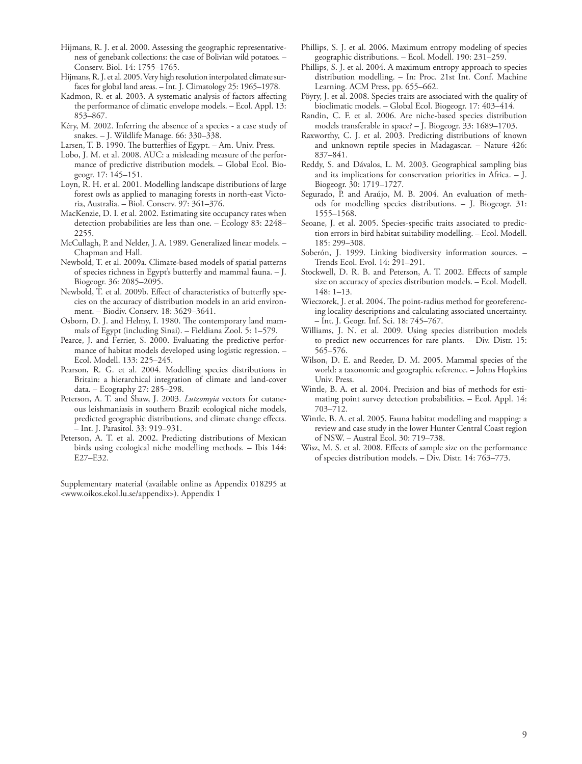Hijmans, R. J. et al. 2000. Assessing the geographic representativeness of genebank collections: the case of Bolivian wild potatoes. – Conserv. Biol. 14: 1755–1765.

Hijmans, R. J. et al. 2005. Very high resolution interpolated climate surfaces for global land areas. – Int. J. Climatology 25: 1965–1978.

Kadmon, R. et al. 2003. A systematic analysis of factors affecting the performance of climatic envelope models. – Ecol. Appl. 13: 853–867.

Kéry, M. 2002. Inferring the absence of a species - a case study of snakes. – J. Wildlife Manage. 66: 330–338.

Larsen, T. B. 1990. The butterflies of Egypt. – Am. Univ. Press.

Lobo, J. M. et al. 2008. AUC: a misleading measure of the performance of predictive distribution models. – Global Ecol. Biogeogr. 17: 145–151.

Loyn, R. H. et al. 2001. Modelling landscape distributions of large forest owls as applied to managing forests in north-east Victoria, Australia. – Biol. Conserv. 97: 361–376.

MacKenzie, D. I. et al. 2002. Estimating site occupancy rates when detection probabilities are less than one. – Ecology 83: 2248–2255.

McCullagh, P. and Nelder, J. A. 1989. Generalized linear models. – Chapman and Hall.

Newbold, T. et al. 2009a. Climate-based models of spatial patterns of species richness in Egypt's butterfly and mammal fauna. – J. Biogeogr. 36: 2085–2095.

Newbold, T. et al. 2009b. Effect of characteristics of butterfly species on the accuracy of distribution models in an arid environment. – Biodiv. Conserv. 18: 3629–3641.

Osborn, D. J. and Helmy, I. 1980. The contemporary land mammals of Egypt (including Sinai). – Fieldiana Zool. 5: 1–579.

Pearce, J. and Ferrier, S. 2000. Evaluating the predictive performance of habitat models developed using logistic regression. – Ecol. Modell. 133: 225–245.

Pearson, R. G. et al. 2004. Modelling species distributions in Britain: a hierarchical integration of climate and land-cover data. – Ecography 27: 285–298.

Peterson, A. T. and Shaw, J. 2003. *Lutzomyia* vectors for cutaneous leishmaniasis in southern Brazil: ecological niche models, predicted geographic distributions, and climate change effects. – Int. J. Parasitol. 33: 919–931.

Peterson, A. T. et al. 2002. Predicting distributions of Mexican birds using ecological niche modelling methods. – Ibis 144: E27–E32.

Phillips, S. J. et al. 2006. Maximum entropy modeling of species geographic distributions. – Ecol. Modell. 190: 231–259.

Phillips, S. J. et al. 2004. A maximum entropy approach to species distribution modelling. – In: Proc. 21st Int. Conf. Machine Learning. ACM Press, pp. 655–662.

Pöyry, J. et al. 2008. Species traits are associated with the quality of bioclimatic models. – Global Ecol. Biogeogr. 17: 403–414.

Randin, C. F. et al. 2006. Are niche-based species distribution models transferable in space? – J. Biogeogr. 33: 1689–1703.

Raxworthy, C. J. et al. 2003. Predicting distributions of known and unknown reptile species in Madagascar. – Nature 426: 837–841.

Reddy, S. and Dávalos, L. M. 2003. Geographical sampling bias and its implications for conservation priorities in Africa. – J. Biogeogr. 30: 1719–1727.

Segurado, P. and Araújo, M. B. 2004. An evaluation of methods for modelling species distributions. – J. Biogeogr. 31: 1555–1568.

Seoane, J. et al. 2005. Species-specific traits associated to prediction errors in bird habitat suitability modelling. – Ecol. Modell. 185: 299–308.

Soberón, J. 1999. Linking biodiversity information sources. – Trends Ecol. Evol. 14: 291–291.

Stockwell, D. R. B. and Peterson, A. T. 2002. Effects of sample size on accuracy of species distribution models. – Ecol. Modell. 148: 1–13.

Wieczorek, J. et al. 2004. The point-radius method for georeferencing locality descriptions and calculating associated uncertainty. – Int. J. Geogr. Inf. Sci. 18: 745–767.

Williams, J. N. et al. 2009. Using species distribution models to predict new occurrences for rare plants. – Div. Distr. 15: 565–576.

Wilson, D. E. and Reeder, D. M. 2005. Mammal species of the world: a taxonomic and geographic reference. – Johns Hopkins Univ. Press.

Wintle, B. A. et al. 2004. Precision and bias of methods for estimating point survey detection probabilities. – Ecol. Appl. 14: 703–712.

Wintle, B. A. et al. 2005. Fauna habitat modelling and mapping: a review and case study in the lower Hunter Central Coast region of NSW. – Austral Ecol. 30: 719–738.

Wisz, M. S. et al. 2008. Effects of sample size on the performance of species distribution models. – Div. Distr. 14: 763–773.

Supplementary material (available online as Appendix 018295 at <www.oikos.ekol.lu.se/appendix>). Appendix 1